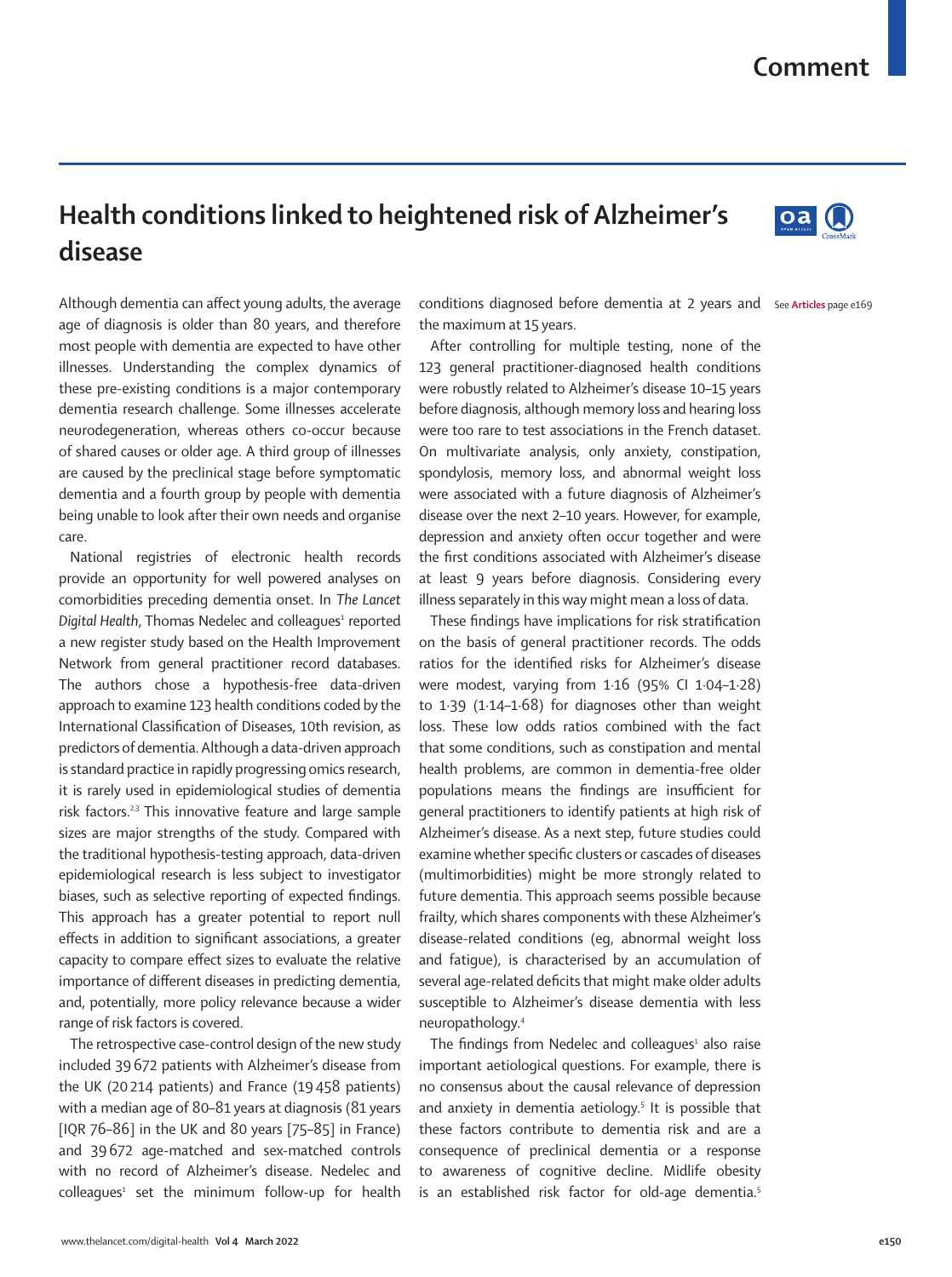# Health conditions linked to heightened risk of Alzheimer's disease

Although dementia can affect young adults, the average age of diagnosis is older than 80 years, and therefore most people with dementia are expected to have other illnesses. Understanding the complex dynamics of these pre-existing conditions is a major contemporary dementia research challenge. Some illnesses accelerate neurodegeneration, whereas others co-occur because of shared causes or older age. A third group of illnesses are caused by the preclinical stage before symptomatic dementia and a fourth group by people with dementia being unable to look after their own needs and organise care.

National registries of electronic health records provide an opportunity for well powered analyses on comorbidities preceding dementia onset. In *The Lancet Digital Health*, Thomas Nedelec and colleagues[1] reported a new register study based on the Health Improvement Network from general practitioner record databases. The authors chose a hypothesis-free data-driven approach to examine 123 health conditions coded by the International Classification of Diseases, 10th revision, as predictors of dementia. Although a data-driven approach is standard practice in rapidly progressing omics research, it is rarely used in epidemiological studies of dementia risk factors.[2,3] This innovative feature and large sample sizes are major strengths of the study. Compared with the traditional hypothesis-testing approach, data-driven epidemiological research is less subject to investigator biases, such as selective reporting of expected findings. This approach has a greater potential to report null effects in addition to significant associations, a greater capacity to compare effect sizes to evaluate the relative importance of different diseases in predicting dementia, and, potentially, more policy relevance because a wider range of risk factors is covered.

The retrospective case-control design of the new study included 39 672 patients with Alzheimer's disease from the UK (20 214 patients) and France (19 458 patients) with a median age of 80–81 years at diagnosis (81 years [IQR 76–86] in the UK and 80 years [75–85] in France) and 39 672 age-matched and sex-matched controls with no record of Alzheimer's disease. Nedelec and colleagues[1] set the minimum follow-up for health conditions diagnosed before dementia at 2 years and the maximum at 15 years.

See **Articles** page e169

After controlling for multiple testing, none of the 123 general practitioner-diagnosed health conditions were robustly related to Alzheimer's disease 10–15 years before diagnosis, although memory loss and hearing loss were too rare to test associations in the French dataset. On multivariate analysis, only anxiety, constipation, spondylosis, memory loss, and abnormal weight loss were associated with a future diagnosis of Alzheimer's disease over the next 2–10 years. However, for example, depression and anxiety often occur together and were the first conditions associated with Alzheimer's disease at least 9 years before diagnosis. Considering every illness separately in this way might mean a loss of data.

These findings have implications for risk stratification on the basis of general practitioner records. The odds ratios for the identified risks for Alzheimer's disease were modest, varying from 1·16 (95% CI 1·04–1·28) to 1·39 (1·14–1·68) for diagnoses other than weight loss. These low odds ratios combined with the fact that some conditions, such as constipation and mental health problems, are common in dementia-free older populations means the findings are insufficient for general practitioners to identify patients at high risk of Alzheimer's disease. As a next step, future studies could examine whether specific clusters or cascades of diseases (multimorbidities) might be more strongly related to future dementia. This approach seems possible because frailty, which shares components with these Alzheimer's disease-related conditions (eg, abnormal weight loss and fatigue), is characterised by an accumulation of several age-related deficits that might make older adults susceptible to Alzheimer's disease dementia with less neuropathology.[4]

The findings from Nedelec and colleagues[1] also raise important aetiological questions. For example, there is no consensus about the causal relevance of depression and anxiety in dementia aetiology.[5] It is possible that these factors contribute to dementia risk and are a consequence of preclinical dementia or a response to awareness of cognitive decline. Midlife obesity is an established risk factor for old-age dementia.[5]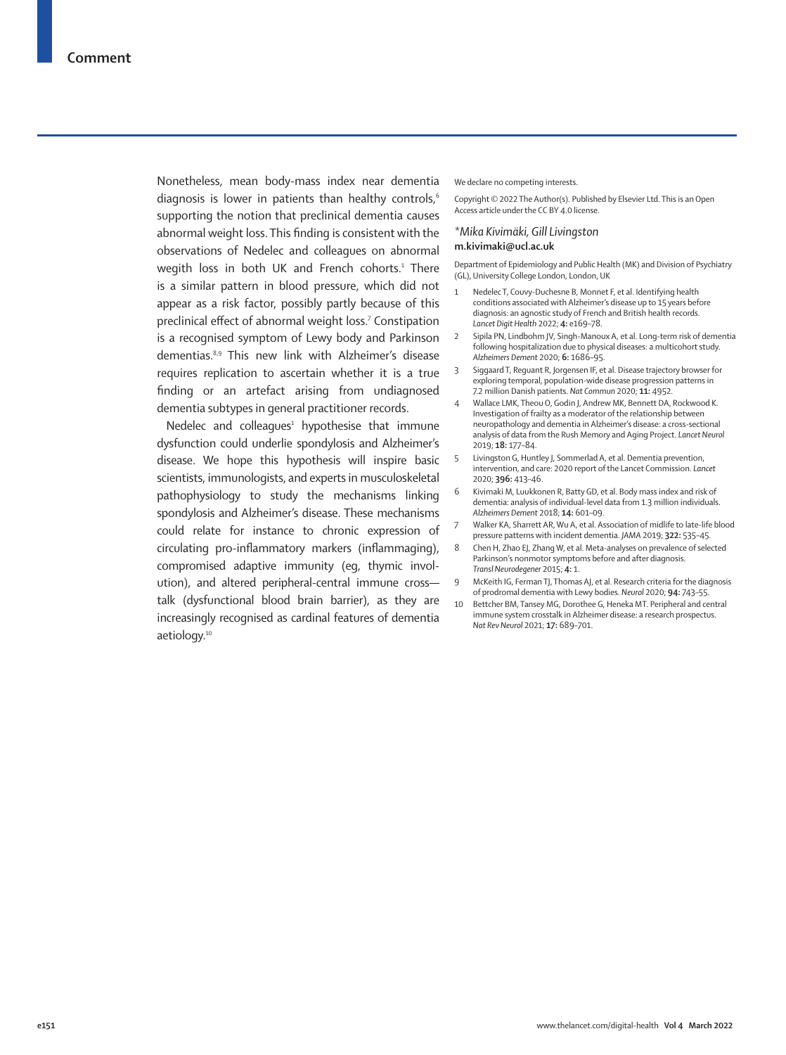Nonetheless, mean body-mass index near dementia diagnosis is lower in patients than healthy controls,[6] supporting the notion that preclinical dementia causes abnormal weight loss. This finding is consistent with the observations of Nedelec and colleagues on abnormal wegith loss in both UK and French cohorts.[1] There is a similar pattern in blood pressure, which did not appear as a risk factor, possibly partly because of this preclinical effect of abnormal weight loss.[7] Constipation is a recognised symptom of Lewy body and Parkinson dementias.[8,9] This new link with Alzheimer's disease requires replication to ascertain whether it is a true finding or an artefact arising from undiagnosed dementia subtypes in general practitioner records.

Nedelec and colleagues[1] hypothesise that immune dysfunction could underlie spondylosis and Alzheimer's disease. We hope this hypothesis will inspire basic scientists, immunologists, and experts in musculoskeletal pathophysiology to study the mechanisms linking spondylosis and Alzheimer's disease. These mechanisms could relate for instance to chronic expression of circulating pro-inflammatory markers (inflammaging), compromised adaptive immunity (eg, thymic involution), and altered peripheral-central immune cross—talk (dysfunctional blood brain barrier), as they are increasingly recognised as cardinal features of dementia aetiology.[10]

We declare no competing interests.

Copyright © 2022 The Author(s). Published by Elsevier Ltd. This is an Open Access article under the CC BY 4.0 license.

*Mika Kivimäki, Gill Livingston
**m.kivimaki@ucl.ac.uk**

Department of Epidemiology and Public Health (MK) and Division of Psychiatry (GL), University College London, London, UK

1. Nedelec T, Couvy-Duchesne B, Monnet F, et al. Identifying health conditions associated with Alzheimer's disease up to 15 years before diagnosis: an agnostic study of French and British health records. *Lancet Digit Health* 2022; **4:** e169–78.
2. Sipila PN, Lindbohm JV, Singh-Manoux A, et al. Long-term risk of dementia following hospitalization due to physical diseases: a multicohort study. *Alzheimers Dement* 2020; **6:** 1686–95.
3. Siggaard T, Reguant R, Jorgensen IF, et al. Disease trajectory browser for exploring temporal, population-wide disease progression patterns in 7.2 million Danish patients. *Nat Commun* 2020; **11:** 4952.
4. Wallace LMK, Theou O, Godin J, Andrew MK, Bennett DA, Rockwood K. Investigation of frailty as a moderator of the relationship between neuropathology and dementia in Alzheimer's disease: a cross-sectional analysis of data from the Rush Memory and Aging Project. *Lancet Neurol* 2019; **18:** 177–84.
5. Livingston G, Huntley J, Sommerlad A, et al. Dementia prevention, intervention, and care: 2020 report of the Lancet Commission. *Lancet* 2020; **396:** 413–46.
6. Kivimaki M, Luukkonen R, Batty GD, et al. Body mass index and risk of dementia: analysis of individual-level data from 1.3 million individuals. *Alzheimers Dement* 2018; **14:** 601–09.
7. Walker KA, Sharrett AR, Wu A, et al. Association of midlife to late-life blood pressure patterns with incident dementia. *JAMA* 2019; **322:** 535–45.
8. Chen H, Zhao EJ, Zhang W, et al. Meta-analyses on prevalence of selected Parkinson's nonmotor symptoms before and after diagnosis. *Transl Neurodegener* 2015; **4:** 1.
9. McKeith IG, Ferman TJ, Thomas AJ, et al. Research criteria for the diagnosis of prodromal dementia with Lewy bodies. *Neurol* 2020; **94:** 743–55.
10. Bettcher BM, Tansey MG, Dorothee G, Heneka MT. Peripheral and central immune system crosstalk in Alzheimer disease: a research prospectus. *Nat Rev Neurol* 2021; **17:** 689–701.